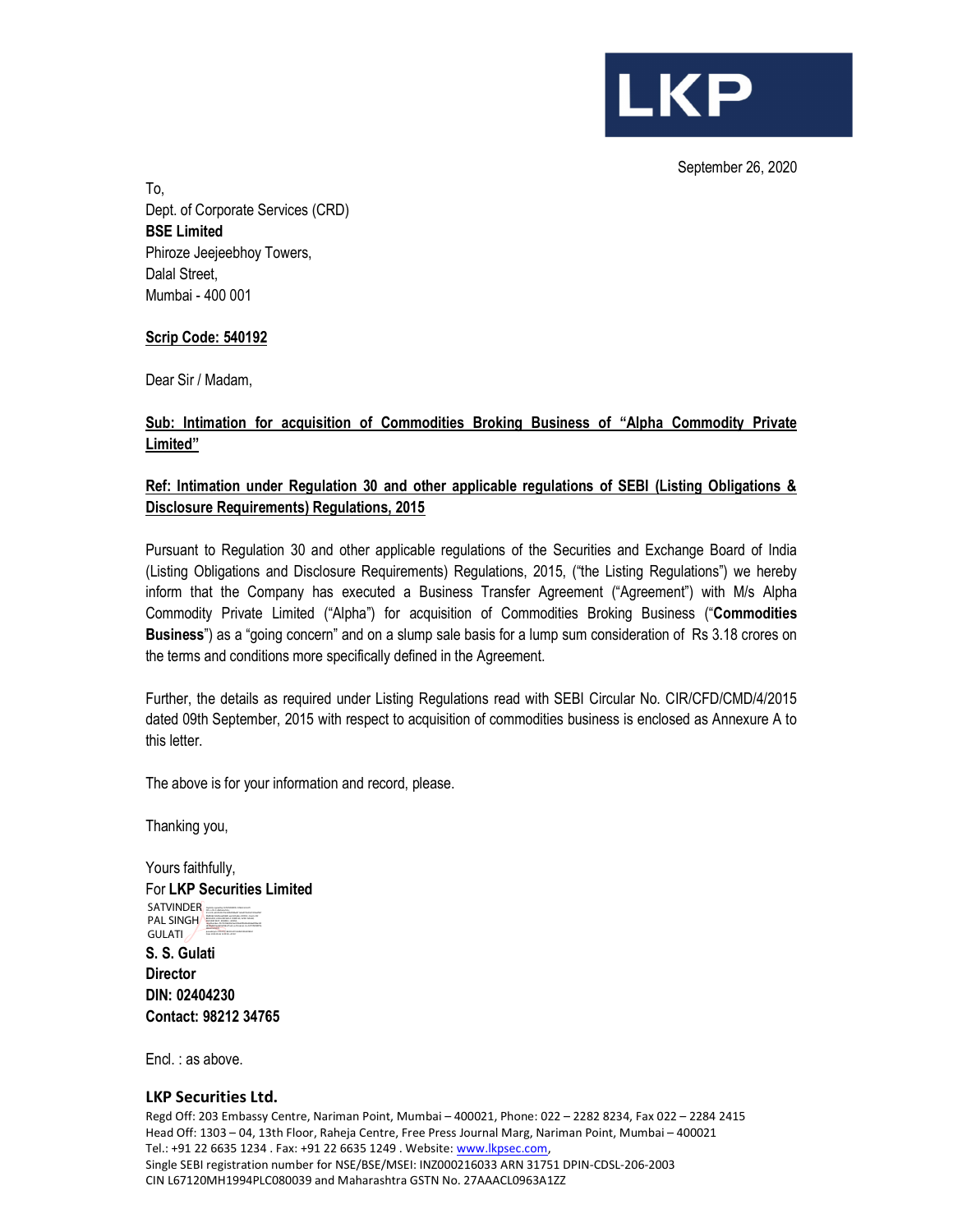LKP

September 26, 2020

To,
Dept. of Corporate Services (CRD)
**BSE Limited**
Phiroze Jeejeebhoy Towers,
Dalal Street,
Mumbai - 400 001

**Scrip Code: 540192**

Dear Sir / Madam,

**Sub: Intimation for acquisition of Commodities Broking Business of "Alpha Commodity Private Limited"**

**Ref: Intimation under Regulation 30 and other applicable regulations of SEBI (Listing Obligations & Disclosure Requirements) Regulations, 2015**

Pursuant to Regulation 30 and other applicable regulations of the Securities and Exchange Board of India (Listing Obligations and Disclosure Requirements) Regulations, 2015, ("the Listing Regulations") we hereby inform that the Company has executed a Business Transfer Agreement ("Agreement") with M/s Alpha Commodity Private Limited ("Alpha") for acquisition of Commodities Broking Business ("**Commodities Business**") as a "going concern" and on a slump sale basis for a lump sum consideration of Rs 3.18 crores on the terms and conditions more specifically defined in the Agreement.

Further, the details as required under Listing Regulations read with SEBI Circular No. CIR/CFD/CMD/4/2015 dated 09th September, 2015 with respect to acquisition of commodities business is enclosed as Annexure A to this letter.

The above is for your information and record, please.

Thanking you,

Yours faithfully,
For **LKP Securities Limited**

SATVINDER PAL SINGH GULATI

**S. S. Gulati**
**Director**
**DIN: 02404230**
**Contact: 98212 34765**

Encl. : as above.

**LKP Securities Ltd.**
Regd Off: 203 Embassy Centre, Nariman Point, Mumbai – 400021, Phone: 022 – 2282 8234, Fax 022 – 2284 2415
Head Off: 1303 – 04, 13th Floor, Raheja Centre, Free Press Journal Marg, Nariman Point, Mumbai – 400021
Tel.: +91 22 6635 1234 . Fax: +91 22 6635 1249 . Website: www.lkpsec.com,
Single SEBI registration number for NSE/BSE/MSEI: INZ000216033 ARN 31751 DPIN-CDSL-206-2003
CIN L67120MH1994PLC080039 and Maharashtra GSTN No. 27AAACL0963A1ZZ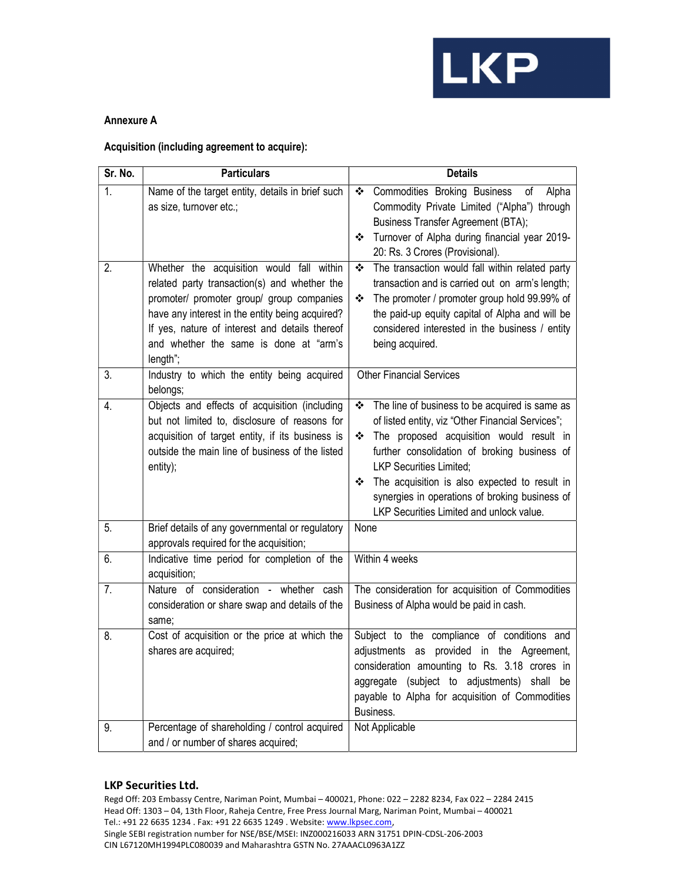**Annexure A**

**Acquisition (including agreement to acquire):**

| Sr. No. | Particulars | Details |
|---|---|---|
| 1. | Name of the target entity, details in brief such as size, turnover etc.; | ❖ Commodities Broking Business of Alpha Commodity Private Limited ("Alpha") through Business Transfer Agreement (BTA);<br>❖ Turnover of Alpha during financial year 2019-20: Rs. 3 Crores (Provisional). |
| 2. | Whether the acquisition would fall within related party transaction(s) and whether the promoter/ promoter group/ group companies have any interest in the entity being acquired? If yes, nature of interest and details thereof and whether the same is done at "arm's length"; | ❖ The transaction would fall within related party transaction and is carried out on arm's length;<br>❖ The promoter / promoter group hold 99.99% of the paid-up equity capital of Alpha and will be considered interested in the business / entity being acquired. |
| 3. | Industry to which the entity being acquired belongs; | Other Financial Services |
| 4. | Objects and effects of acquisition (including but not limited to, disclosure of reasons for acquisition of target entity, if its business is outside the main line of business of the listed entity); | ❖ The line of business to be acquired is same as of listed entity, viz "Other Financial Services";<br>❖ The proposed acquisition would result in further consolidation of broking business of LKP Securities Limited;<br>❖ The acquisition is also expected to result in synergies in operations of broking business of LKP Securities Limited and unlock value. |
| 5. | Brief details of any governmental or regulatory approvals required for the acquisition; | None |
| 6. | Indicative time period for completion of the acquisition; | Within 4 weeks |
| 7. | Nature of consideration - whether cash consideration or share swap and details of the same; | The consideration for acquisition of Commodities Business of Alpha would be paid in cash. |
| 8. | Cost of acquisition or the price at which the shares are acquired; | Subject to the compliance of conditions and adjustments as provided in the Agreement, consideration amounting to Rs. 3.18 crores in aggregate (subject to adjustments) shall be payable to Alpha for acquisition of Commodities Business. |
| 9. | Percentage of shareholding / control acquired and / or number of shares acquired; | Not Applicable |

**LKP Securities Ltd.**

Regd Off: 203 Embassy Centre, Nariman Point, Mumbai – 400021, Phone: 022 – 2282 8234, Fax 022 – 2284 2415
Head Off: 1303 – 04, 13th Floor, Raheja Centre, Free Press Journal Marg, Nariman Point, Mumbai – 400021
Tel.: +91 22 6635 1234 . Fax: +91 22 6635 1249 . Website: www.lkpsec.com,
Single SEBI registration number for NSE/BSE/MSEI: INZ000216033 ARN 31751 DPIN-CDSL-206-2003
CIN L67120MH1994PLC080039 and Maharashtra GSTN No. 27AAACL0963A1ZZ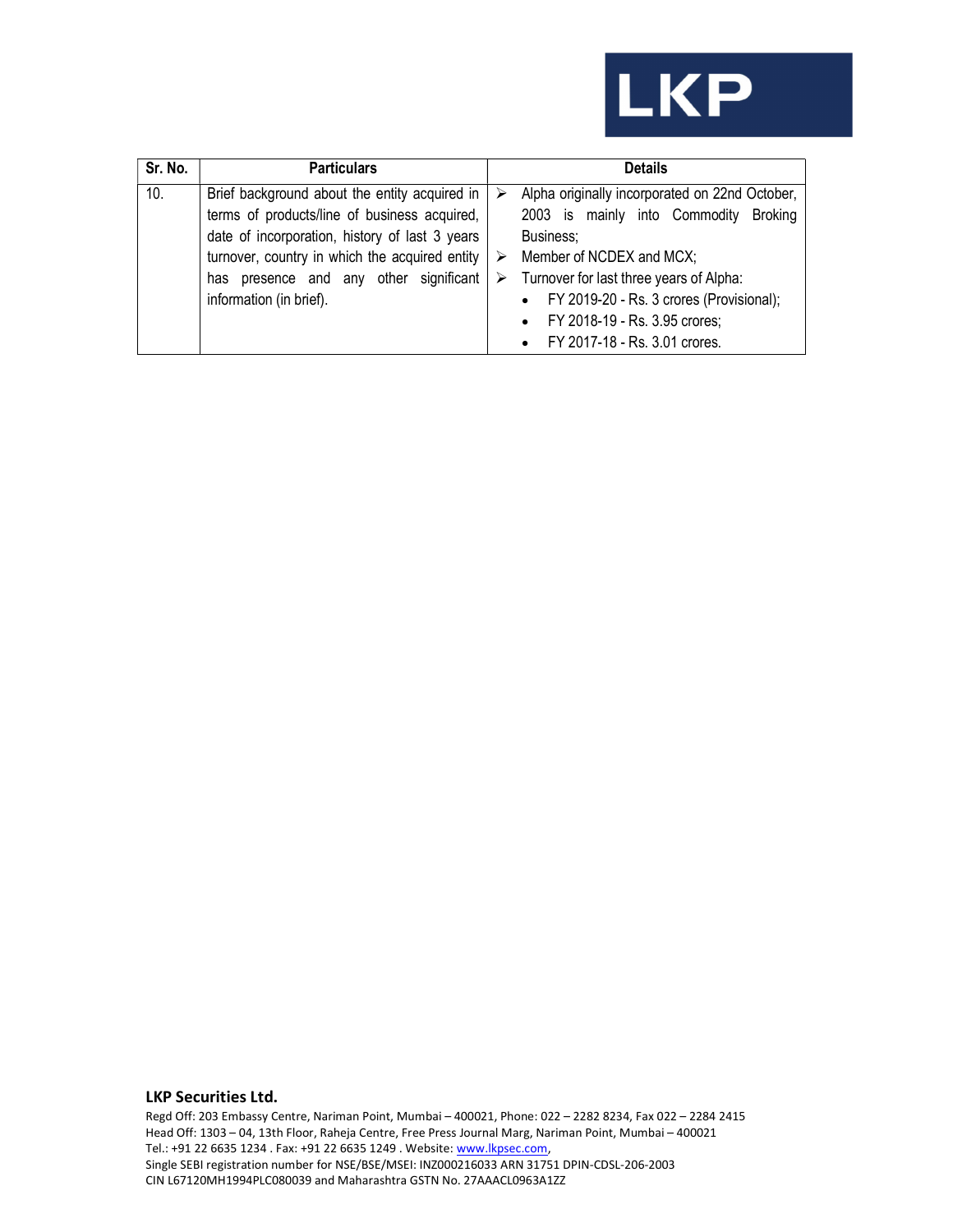| Sr. No. | Particulars | Details |
|---|---|---|
| 10. | Brief background about the entity acquired in terms of products/line of business acquired, date of incorporation, history of last 3 years turnover, country in which the acquired entity has presence and any other significant information (in brief). | ➢ Alpha originally incorporated on 22nd October, 2003 is mainly into Commodity Broking Business;<br>➢ Member of NCDEX and MCX;<br>➢ Turnover for last three years of Alpha:<br>• FY 2019-20 - Rs. 3 crores (Provisional);<br>• FY 2018-19 - Rs. 3.95 crores;<br>• FY 2017-18 - Rs. 3.01 crores. |

**LKP Securities Ltd.**

Regd Off: 203 Embassy Centre, Nariman Point, Mumbai – 400021, Phone: 022 – 2282 8234, Fax 022 – 2284 2415
Head Off: 1303 – 04, 13th Floor, Raheja Centre, Free Press Journal Marg, Nariman Point, Mumbai – 400021
Tel.: +91 22 6635 1234 . Fax: +91 22 6635 1249 . Website: www.lkpsec.com,
Single SEBI registration number for NSE/BSE/MSEI: INZ000216033 ARN 31751 DPIN-CDSL-206-2003
CIN L67120MH1994PLC080039 and Maharashtra GSTN No. 27AAACL0963A1ZZ